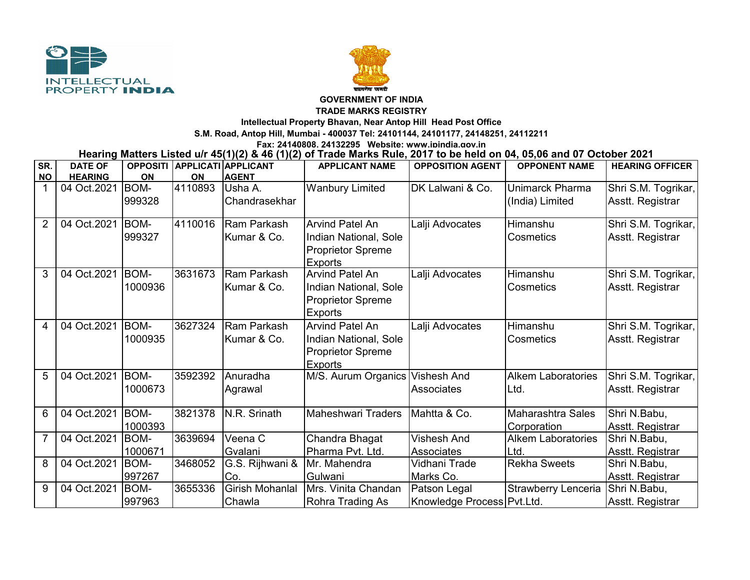**GOVERNMENT OF INDIA**

**TRADE MARKS REGISTRY**

**Intellectual Property Bhavan, Near Antop Hill Head Post Office**

**S.M. Road, Antop Hill, Mumbai - 400037 Tel: 24101144, 24101177, 24148251, 24112211**

**Fax: 24140808, 24132295 Website: www.ipindia.gov.in**

## Hearing Matters Listed u/r 45(1)(2) & 46 (1)(2) of Trade Marks Rule, 2017 to be held on 04, 05,06 and 07 October 2021

| SR. NO | DATE OF HEARING | OPPOSITION | APPLICATION | APPLICANT AGENT | APPLICANT NAME | OPPOSITION AGENT | OPPONENT NAME | HEARING OFFICER |
|---|---|---|---|---|---|---|---|---|
| 1 | 04 Oct.2021 | BOM-999328 | 4110893 | Usha A. Chandrasekhar | Wanbury Limited | DK Lalwani & Co. | Unimarck Pharma (India) Limited | Shri S.M. Togrikar, Asstt. Registrar |
| 2 | 04 Oct.2021 | BOM-999327 | 4110016 | Ram Parkash Kumar & Co. | Arvind Patel An Indian National, Sole Proprietor Spreme Exports | Lalji Advocates | Himanshu Cosmetics | Shri S.M. Togrikar, Asstt. Registrar |
| 3 | 04 Oct.2021 | BOM-1000936 | 3631673 | Ram Parkash Kumar & Co. | Arvind Patel An Indian National, Sole Proprietor Spreme Exports | Lalji Advocates | Himanshu Cosmetics | Shri S.M. Togrikar, Asstt. Registrar |
| 4 | 04 Oct.2021 | BOM-1000935 | 3627324 | Ram Parkash Kumar & Co. | Arvind Patel An Indian National, Sole Proprietor Spreme Exports | Lalji Advocates | Himanshu Cosmetics | Shri S.M. Togrikar, Asstt. Registrar |
| 5 | 04 Oct.2021 | BOM-1000673 | 3592392 | Anuradha Agrawal | M/S. Aurum Organics | Vishesh And Associates | Alkem Laboratories Ltd. | Shri S.M. Togrikar, Asstt. Registrar |
| 6 | 04 Oct.2021 | BOM-1000393 | 3821378 | N.R. Srinath | Maheshwari Traders | Mahtta & Co. | Maharashtra Sales Corporation | Shri N.Babu, Asstt. Registrar |
| 7 | 04 Oct.2021 | BOM-1000671 | 3639694 | Veena C Gvalani | Chandra Bhagat Pharma Pvt. Ltd. | Vishesh And Associates | Alkem Laboratories Ltd. | Shri N.Babu, Asstt. Registrar |
| 8 | 04 Oct.2021 | BOM-997267 | 3468052 | G.S. Rijhwani & Co. | Mr. Mahendra Gulwani | Vidhani Trade Marks Co. | Rekha Sweets | Shri N.Babu, Asstt. Registrar |
| 9 | 04 Oct.2021 | BOM-997963 | 3655336 | Girish Mohanlal Chawla | Mrs. Vinita Chandan Rohra Trading As | Patson Legal Knowledge Process | Strawberry Lenceria Pvt.Ltd. | Shri N.Babu, Asstt. Registrar |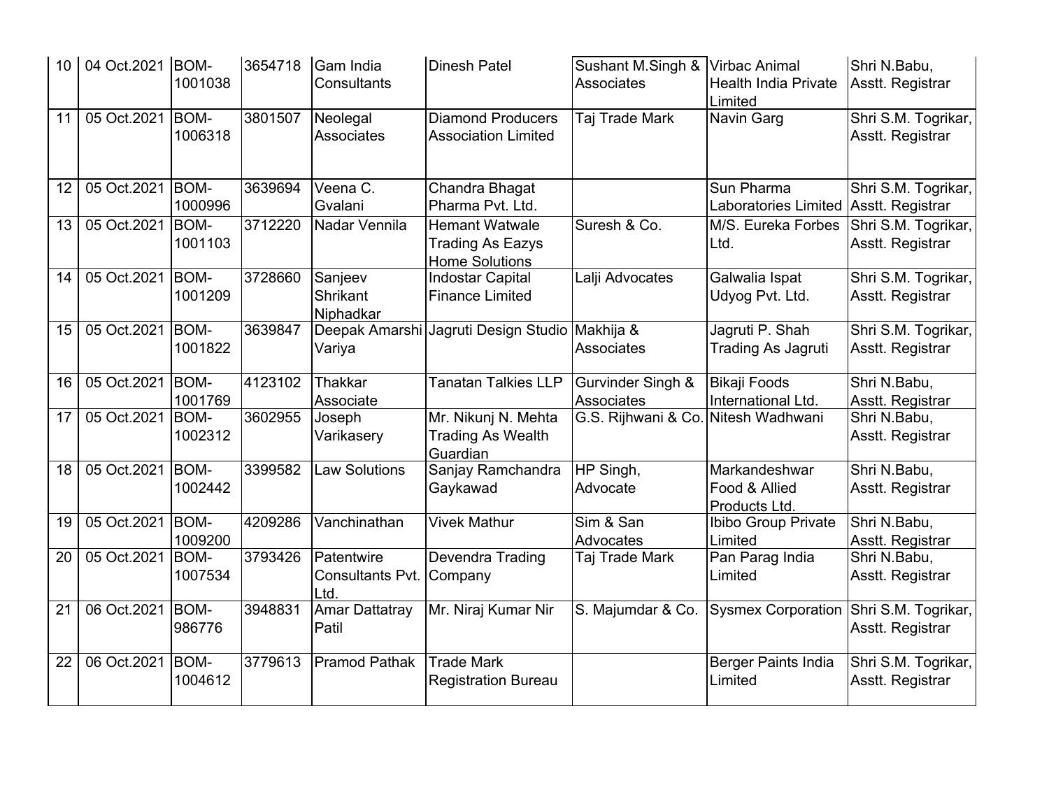| 10 | 04 Oct.2021 | BOM-1001038 | 3654718 | Gam India Consultants | Dinesh Patel | Sushant M.Singh & Associates | Virbac Animal Health India Private Limited | Shri N.Babu, Asstt. Registrar |
|---|---|---|---|---|---|---|---|---|
| 11 | 05 Oct.2021 | BOM-1006318 | 3801507 | Neolegal Associates | Diamond Producers Association Limited | Taj Trade Mark | Navin Garg | Shri S.M. Togrikar, Asstt. Registrar |
| 12 | 05 Oct.2021 | BOM-1000996 | 3639694 | Veena C. Gvalani | Chandra Bhagat Pharma Pvt. Ltd. | | Sun Pharma Laboratories Limited | Shri S.M. Togrikar, Asstt. Registrar |
| 13 | 05 Oct.2021 | BOM-1001103 | 3712220 | Nadar Vennila | Hemant Watwale Trading As Eazys Home Solutions | Suresh & Co. | M/S. Eureka Forbes Ltd. | Shri S.M. Togrikar, Asstt. Registrar |
| 14 | 05 Oct.2021 | BOM-1001209 | 3728660 | Sanjeev Shrikant Niphadkar | Indostar Capital Finance Limited | Lalji Advocates | Galwalia Ispat Udyog Pvt. Ltd. | Shri S.M. Togrikar, Asstt. Registrar |
| 15 | 05 Oct.2021 | BOM-1001822 | 3639847 | Deepak Amarshi Variya | Jagruti Design Studio | Makhija & Associates | Jagruti P. Shah Trading As Jagruti | Shri S.M. Togrikar, Asstt. Registrar |
| 16 | 05 Oct.2021 | BOM-1001769 | 4123102 | Thakkar Associate | Tanatan Talkies LLP | Gurvinder Singh & Associates | Bikaji Foods International Ltd. | Shri N.Babu, Asstt. Registrar |
| 17 | 05 Oct.2021 | BOM-1002312 | 3602955 | Joseph Varikasery | Mr. Nikunj N. Mehta Trading As Wealth Guardian | G.S. Rijhwani & Co. | Nitesh Wadhwani | Shri N.Babu, Asstt. Registrar |
| 18 | 05 Oct.2021 | BOM-1002442 | 3399582 | Law Solutions | Sanjay Ramchandra Gaykawad | HP Singh, Advocate | Markandeshwar Food & Allied Products Ltd. | Shri N.Babu, Asstt. Registrar |
| 19 | 05 Oct.2021 | BOM-1009200 | 4209286 | Vanchinathan | Vivek Mathur | Sim & San Advocates | Ibibo Group Private Limited | Shri N.Babu, Asstt. Registrar |
| 20 | 05 Oct.2021 | BOM-1007534 | 3793426 | Patentwire Consultants Pvt. Ltd. | Devendra Trading Company | Taj Trade Mark | Pan Parag India Limited | Shri N.Babu, Asstt. Registrar |
| 21 | 06 Oct.2021 | BOM-986776 | 3948831 | Amar Dattatray Patil | Mr. Niraj Kumar Nir | S. Majumdar & Co. | Sysmex Corporation | Shri S.M. Togrikar, Asstt. Registrar |
| 22 | 06 Oct.2021 | BOM-1004612 | 3779613 | Pramod Pathak | Trade Mark Registration Bureau | | Berger Paints India Limited | Shri S.M. Togrikar, Asstt. Registrar |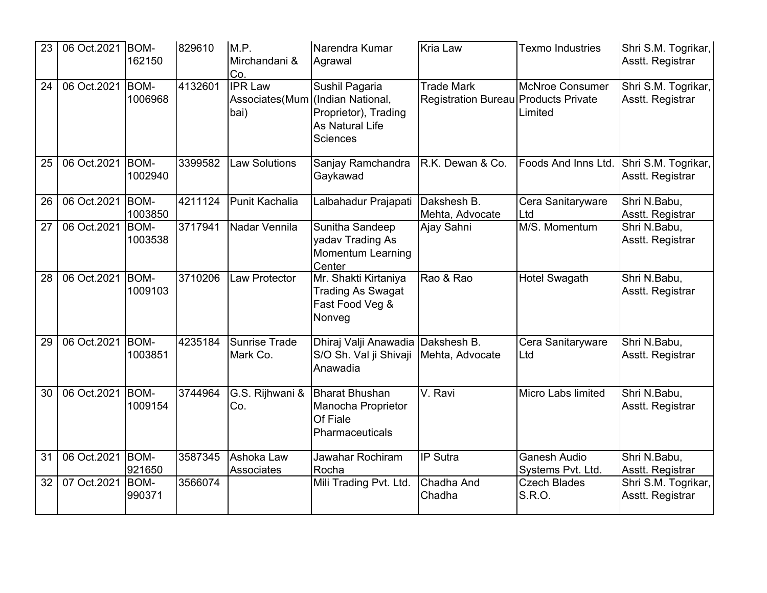| 23 | 06 Oct.2021 | BOM-162150 | 829610 | M.P. Mirchandani & Co. | Narendra Kumar Agrawal | Kria Law | Texmo Industries | Shri S.M. Togrikar, Asstt. Registrar |
|---|---|---|---|---|---|---|---|---|
| 24 | 06 Oct.2021 | BOM-1006968 | 4132601 | IPR Law Associates(Mumbai) | Sushil Pagaria (Indian National, Proprietor), Trading As Natural Life Sciences | Trade Mark Registration Bureau | McNroe Consumer Products Private Limited | Shri S.M. Togrikar, Asstt. Registrar |
| 25 | 06 Oct.2021 | BOM-1002940 | 3399582 | Law Solutions | Sanjay Ramchandra Gaykawad | R.K. Dewan & Co. | Foods And Inns Ltd. | Shri S.M. Togrikar, Asstt. Registrar |
| 26 | 06 Oct.2021 | BOM-1003850 | 4211124 | Punit Kachalia | Lalbahadur Prajapati | Dakshesh B. Mehta, Advocate | Cera Sanitaryware Ltd | Shri N.Babu, Asstt. Registrar |
| 27 | 06 Oct.2021 | BOM-1003538 | 3717941 | Nadar Vennila | Sunitha Sandeep yadav Trading As Momentum Learning Center | Ajay Sahni | M/S. Momentum | Shri N.Babu, Asstt. Registrar |
| 28 | 06 Oct.2021 | BOM-1009103 | 3710206 | Law Protector | Mr. Shakti Kirtaniya Trading As Swagat Fast Food Veg & Nonveg | Rao & Rao | Hotel Swagath | Shri N.Babu, Asstt. Registrar |
| 29 | 06 Oct.2021 | BOM-1003851 | 4235184 | Sunrise Trade Mark Co. | Dhiraj Valji Anawadia S/O Sh. Val ji Shivaji Anawadia | Dakshesh B. Mehta, Advocate | Cera Sanitaryware Ltd | Shri N.Babu, Asstt. Registrar |
| 30 | 06 Oct.2021 | BOM-1009154 | 3744964 | G.S. Rijhwani & Co. | Bharat Bhushan Manocha Proprietor Of Fiale Pharmaceuticals | V. Ravi | Micro Labs limited | Shri N.Babu, Asstt. Registrar |
| 31 | 06 Oct.2021 | BOM-921650 | 3587345 | Ashoka Law Associates | Jawahar Rochiram Rocha | IP Sutra | Ganesh Audio Systems Pvt. Ltd. | Shri N.Babu, Asstt. Registrar |
| 32 | 07 Oct.2021 | BOM-990371 | 3566074 | | Mili Trading Pvt. Ltd. | Chadha And Chadha | Czech Blades S.R.O. | Shri S.M. Togrikar, Asstt. Registrar |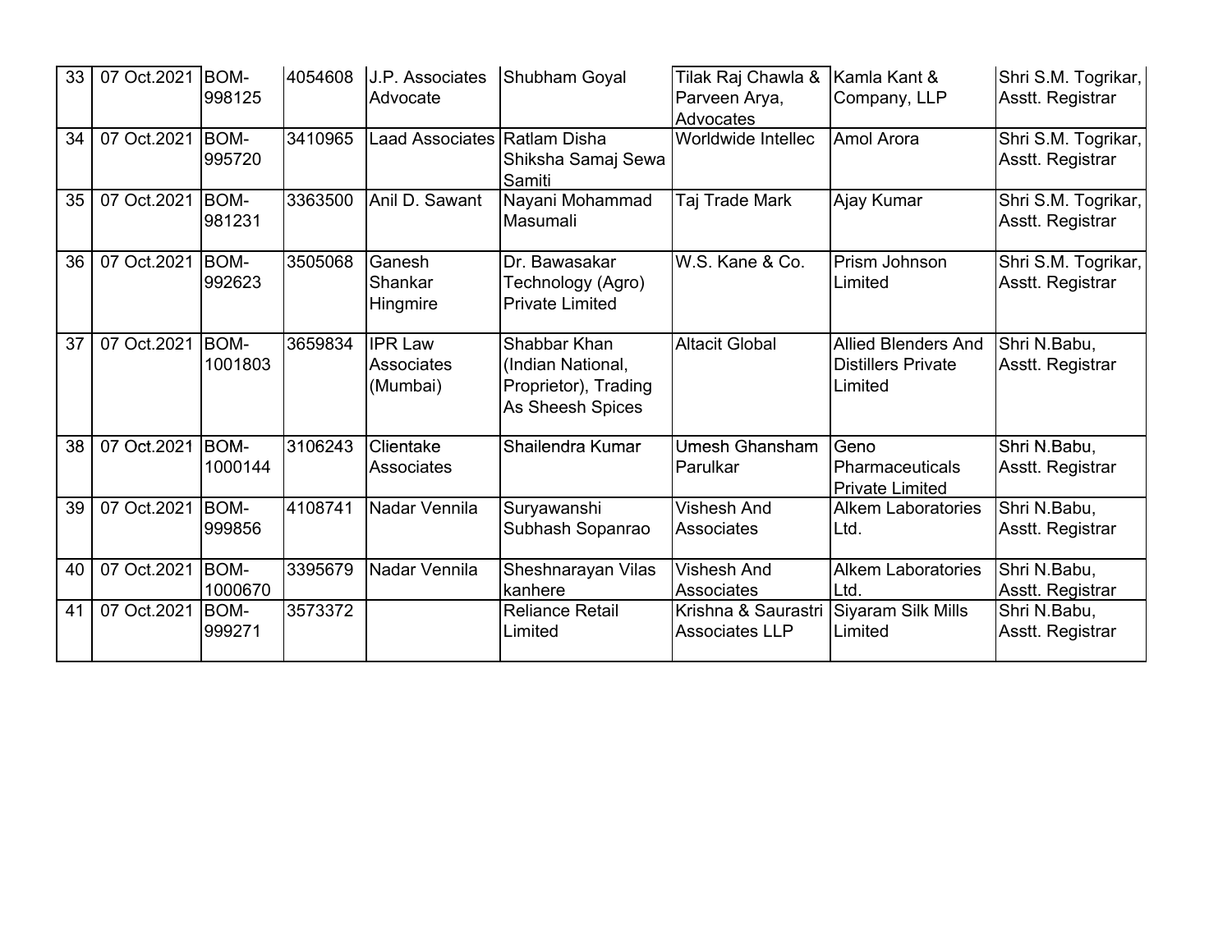| | | | | | | | | |
|---|---|---|---|---|---|---|---|---|
| 33 | 07 Oct.2021 | BOM-998125 | 4054608 | J.P. Associates Advocate | Shubham Goyal | Tilak Raj Chawla & Parveen Arya, Advocates | Kamla Kant & Company, LLP | Shri S.M. Togrikar, Asstt. Registrar |
| 34 | 07 Oct.2021 | BOM-995720 | 3410965 | Laad Associates | Ratlam Disha Shiksha Samaj Sewa Samiti | Worldwide Intellec | Amol Arora | Shri S.M. Togrikar, Asstt. Registrar |
| 35 | 07 Oct.2021 | BOM-981231 | 3363500 | Anil D. Sawant | Nayani Mohammad Masumali | Taj Trade Mark | Ajay Kumar | Shri S.M. Togrikar, Asstt. Registrar |
| 36 | 07 Oct.2021 | BOM-992623 | 3505068 | Ganesh Shankar Hingmire | Dr. Bawasakar Technology (Agro) Private Limited | W.S. Kane & Co. | Prism Johnson Limited | Shri S.M. Togrikar, Asstt. Registrar |
| 37 | 07 Oct.2021 | BOM-1001803 | 3659834 | IPR Law Associates (Mumbai) | Shabbar Khan (Indian National, Proprietor), Trading As Sheesh Spices | Altacit Global | Allied Blenders And Distillers Private Limited | Shri N.Babu, Asstt. Registrar |
| 38 | 07 Oct.2021 | BOM-1000144 | 3106243 | Clientake Associates | Shailendra Kumar | Umesh Ghansham Parulkar | Geno Pharmaceuticals Private Limited | Shri N.Babu, Asstt. Registrar |
| 39 | 07 Oct.2021 | BOM-999856 | 4108741 | Nadar Vennila | Suryawanshi Subhash Sopanrao | Vishesh And Associates | Alkem Laboratories Ltd. | Shri N.Babu, Asstt. Registrar |
| 40 | 07 Oct.2021 | BOM-1000670 | 3395679 | Nadar Vennila | Sheshnarayan Vilas kanhere | Vishesh And Associates | Alkem Laboratories Ltd. | Shri N.Babu, Asstt. Registrar |
| 41 | 07 Oct.2021 | BOM-999271 | 3573372 | | Reliance Retail Limited | Krishna & Saurastri Associates LLP | Siyaram Silk Mills Limited | Shri N.Babu, Asstt. Registrar |